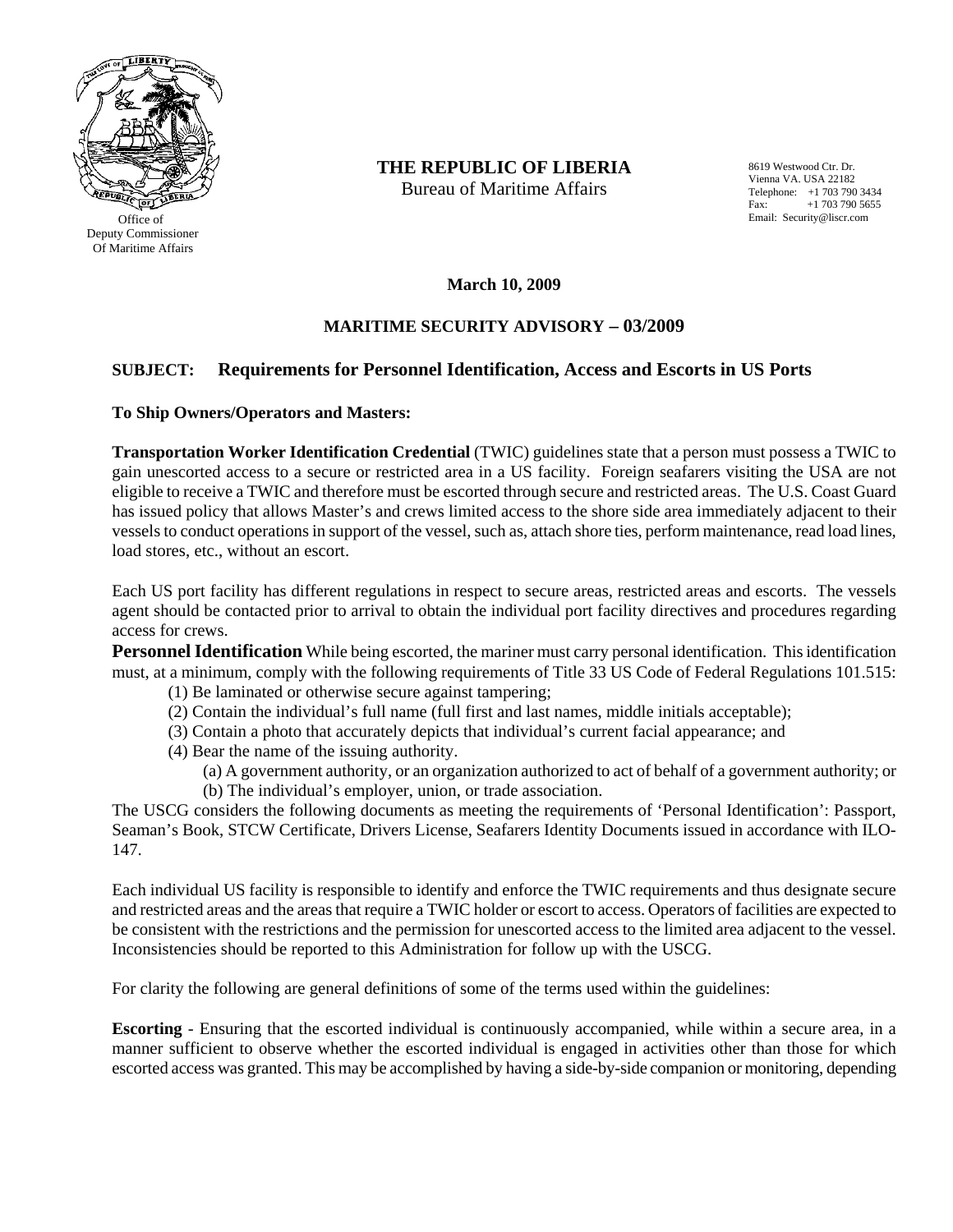Office of
Deputy Commissioner
Of Maritime Affairs

**THE REPUBLIC OF LIBERIA**
Bureau of Maritime Affairs

8619 Westwood Ctr. Dr.
Vienna VA. USA 22182
Telephone: +1 703 790 3434
Fax: +1 703 790 5655
Email: Security@liscr.com

**March 10, 2009**

**MARITIME SECURITY ADVISORY – 03/2009**

**SUBJECT: Requirements for Personnel Identification, Access and Escorts in US Ports**

**To Ship Owners/Operators and Masters:**

**Transportation Worker Identification Credential** (TWIC) guidelines state that a person must possess a TWIC to gain unescorted access to a secure or restricted area in a US facility. Foreign seafarers visiting the USA are not eligible to receive a TWIC and therefore must be escorted through secure and restricted areas. The U.S. Coast Guard has issued policy that allows Master's and crews limited access to the shore side area immediately adjacent to their vessels to conduct operations in support of the vessel, such as, attach shore ties, perform maintenance, read load lines, load stores, etc., without an escort.

Each US port facility has different regulations in respect to secure areas, restricted areas and escorts. The vessels agent should be contacted prior to arrival to obtain the individual port facility directives and procedures regarding access for crews.

**Personnel Identification** While being escorted, the mariner must carry personal identification. This identification must, at a minimum, comply with the following requirements of Title 33 US Code of Federal Regulations 101.515:

(1) Be laminated or otherwise secure against tampering;
(2) Contain the individual's full name (full first and last names, middle initials acceptable);
(3) Contain a photo that accurately depicts that individual's current facial appearance; and
(4) Bear the name of the issuing authority.
  (a) A government authority, or an organization authorized to act of behalf of a government authority; or
  (b) The individual's employer, union, or trade association.

The USCG considers the following documents as meeting the requirements of 'Personal Identification': Passport, Seaman's Book, STCW Certificate, Drivers License, Seafarers Identity Documents issued in accordance with ILO-147.

Each individual US facility is responsible to identify and enforce the TWIC requirements and thus designate secure and restricted areas and the areas that require a TWIC holder or escort to access. Operators of facilities are expected to be consistent with the restrictions and the permission for unescorted access to the limited area adjacent to the vessel. Inconsistencies should be reported to this Administration for follow up with the USCG.

For clarity the following are general definitions of some of the terms used within the guidelines:

**Escorting** - Ensuring that the escorted individual is continuously accompanied, while within a secure area, in a manner sufficient to observe whether the escorted individual is engaged in activities other than those for which escorted access was granted. This may be accomplished by having a side-by-side companion or monitoring, depending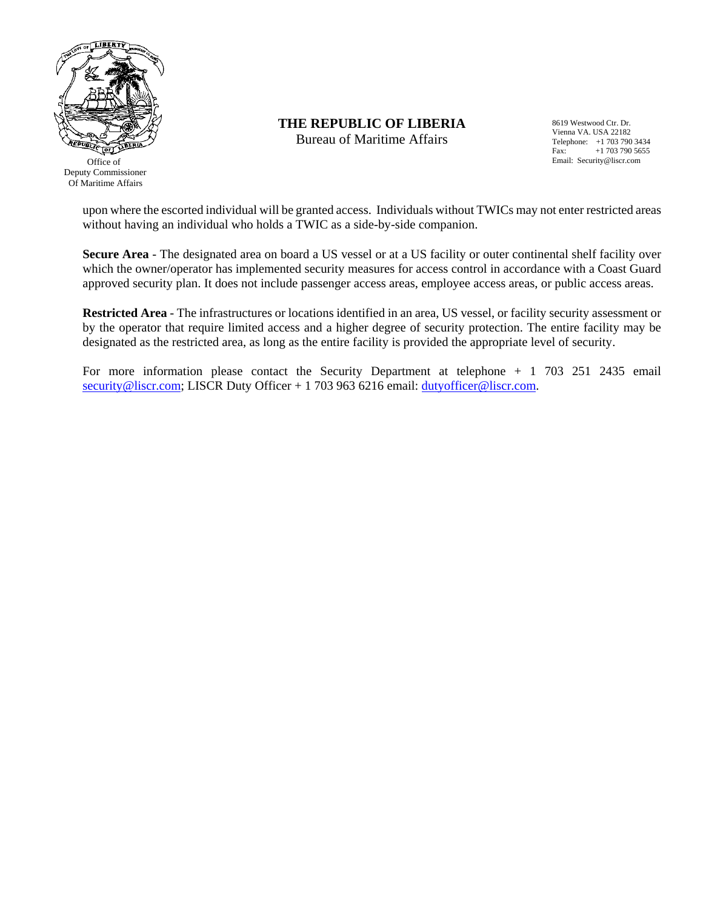upon where the escorted individual will be granted access. Individuals without TWICs may not enter restricted areas without having an individual who holds a TWIC as a side-by-side companion.

**Secure Area** - The designated area on board a US vessel or at a US facility or outer continental shelf facility over which the owner/operator has implemented security measures for access control in accordance with a Coast Guard approved security plan. It does not include passenger access areas, employee access areas, or public access areas.

**Restricted Area** - The infrastructures or locations identified in an area, US vessel, or facility security assessment or by the operator that require limited access and a higher degree of security protection. The entire facility may be designated as the restricted area, as long as the entire facility is provided the appropriate level of security.

For more information please contact the Security Department at telephone + 1 703 251 2435 email security@liscr.com; LISCR Duty Officer + 1 703 963 6216 email: dutyofficer@liscr.com.